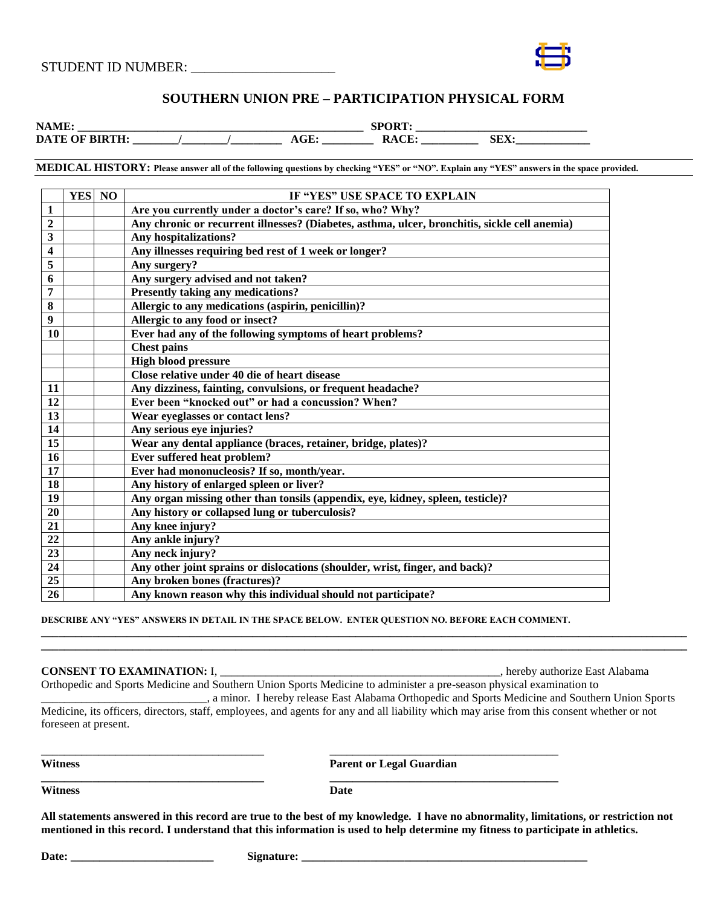STUDENT ID NUMBER: ____________________

## SOUTHERN UNION PRE – PARTICIPATION PHYSICAL FORM

**NAME:** ______________________________________________ **SPORT:** ____________________________
**DATE OF BIRTH:** _______/_______/________ **AGE:** ________ **RACE:** _________ **SEX:**____________

**MEDICAL HISTORY: Please answer all of the following questions by checking "YES" or "NO". Explain any "YES" answers in the space provided.**

| | YES | NO | IF "YES" USE SPACE TO EXPLAIN |
|---|---|---|---|
| 1 | | | Are you currently under a doctor's care? If so, who? Why? |
| 2 | | | Any chronic or recurrent illnesses? (Diabetes, asthma, ulcer, bronchitis, sickle cell anemia) |
| 3 | | | Any hospitalizations? |
| 4 | | | Any illnesses requiring bed rest of 1 week or longer? |
| 5 | | | Any surgery? |
| 6 | | | Any surgery advised and not taken? |
| 7 | | | Presently taking any medications? |
| 8 | | | Allergic to any medications (aspirin, penicillin)? |
| 9 | | | Allergic to any food or insect? |
| 10 | | | Ever had any of the following symptoms of heart problems? |
| | | | Chest pains |
| | | | High blood pressure |
| | | | Close relative under 40 die of heart disease |
| 11 | | | Any dizziness, fainting, convulsions, or frequent headache? |
| 12 | | | Ever been "knocked out" or had a concussion? When? |
| 13 | | | Wear eyeglasses or contact lens? |
| 14 | | | Any serious eye injuries? |
| 15 | | | Wear any dental appliance (braces, retainer, bridge, plates)? |
| 16 | | | Ever suffered heat problem? |
| 17 | | | Ever had mononucleosis? If so, month/year. |
| 18 | | | Any history of enlarged spleen or liver? |
| 19 | | | Any organ missing other than tonsils (appendix, eye, kidney, spleen, testicle)? |
| 20 | | | Any history or collapsed lung or tuberculosis? |
| 21 | | | Any knee injury? |
| 22 | | | Any ankle injury? |
| 23 | | | Any neck injury? |
| 24 | | | Any other joint sprains or dislocations (shoulder, wrist, finger, and back)? |
| 25 | | | Any broken bones (fractures)? |
| 26 | | | Any known reason why this individual should not participate? |

**DESCRIBE ANY "YES" ANSWERS IN DETAIL IN THE SPACE BELOW. ENTER QUESTION NO. BEFORE EACH COMMENT.**

______________________________________________________________________________________________

______________________________________________________________________________________________

**CONSENT TO EXAMINATION:** I, ______________________________________________, hereby authorize East Alabama Orthopedic and Sports Medicine and Southern Union Sports Medicine to administer a pre-season physical examination to ___________________________, a minor. I hereby release East Alabama Orthopedic and Sports Medicine and Southern Union Sports Medicine, its officers, directors, staff, employees, and agents for any and all liability which may arise from this consent whether or not foreseen at present.

____________________________________ ____________________________________
**Witness** **Parent or Legal Guardian**

____________________________________ ____________________________________
**Witness** **Date**

**All statements answered in this record are true to the best of my knowledge. I have no abnormality, limitations, or restriction not mentioned in this record. I understand that this information is used to help determine my fitness to participate in athletics.**

**Date:** ________________________ **Signature:** ______________________________________________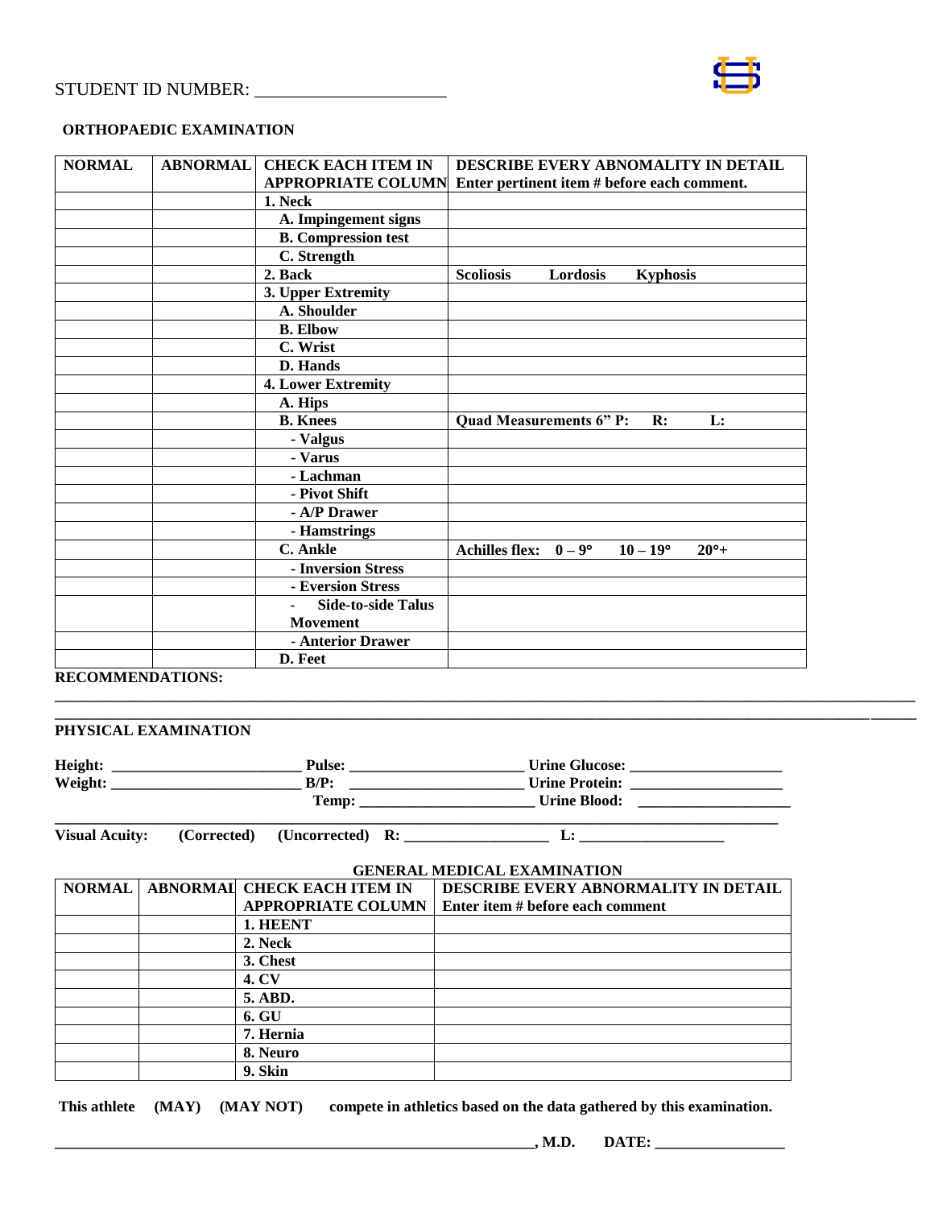STUDENT ID NUMBER: ____________________

**ORTHOPAEDIC EXAMINATION**

| NORMAL | ABNORMAL | CHECK EACH ITEM IN APPROPRIATE COLUMN | DESCRIBE EVERY ABNOMALITY IN DETAIL Enter pertinent item # before each comment. |
|---|---|---|---|
| | | **1. Neck** | |
| | | **A. Impingement signs** | |
| | | **B. Compression test** | |
| | | **C. Strength** | |
| | | **2. Back** | **Scoliosis Lordosis Kyphosis** |
| | | **3. Upper Extremity** | |
| | | **A. Shoulder** | |
| | | **B. Elbow** | |
| | | **C. Wrist** | |
| | | **D. Hands** | |
| | | **4. Lower Extremity** | |
| | | **A. Hips** | |
| | | **B. Knees** | **Quad Measurements 6" P: R: L:** |
| | | **- Valgus** | |
| | | **- Varus** | |
| | | **- Lachman** | |
| | | **- Pivot Shift** | |
| | | **- A/P Drawer** | |
| | | **- Hamstrings** | |
| | | **C. Ankle** | **Achilles flex: 0 – 9° 10 – 19° 20°+** |
| | | **- Inversion Stress** | |
| | | **- Eversion Stress** | |
| | | **- Side-to-side Talus Movement** | |
| | | **- Anterior Drawer** | |
| | | **D. Feet** | |

**RECOMMENDATIONS:**

______________________________________________________________________________

______________________________________________________________________________

**PHYSICAL EXAMINATION**

**Height:** ____________________ **Pulse:** ____________________ **Urine Glucose:** ____________________
**Weight:** ____________________ **B/P:** ____________________ **Urine Protein:** ____________________
**Temp:** ____________________ **Urine Blood:** ____________________

**Visual Acuity:** (Corrected) (Uncorrected) **R:** ________________ **L:** ________________

**GENERAL MEDICAL EXAMINATION**

| NORMAL | ABNORMAL | CHECK EACH ITEM IN APPROPRIATE COLUMN | DESCRIBE EVERY ABNORMALITY IN DETAIL Enter item # before each comment |
|---|---|---|---|
| | | **1. HEENT** | |
| | | **2. Neck** | |
| | | **3. Chest** | |
| | | **4. CV** | |
| | | **5. ABD.** | |
| | | **6. GU** | |
| | | **7. Hernia** | |
| | | **8. Neuro** | |
| | | **9. Skin** | |

**This athlete (MAY) (MAY NOT) compete in athletics based on the data gathered by this examination.**

__________________________________________, **M.D. DATE:** ________________